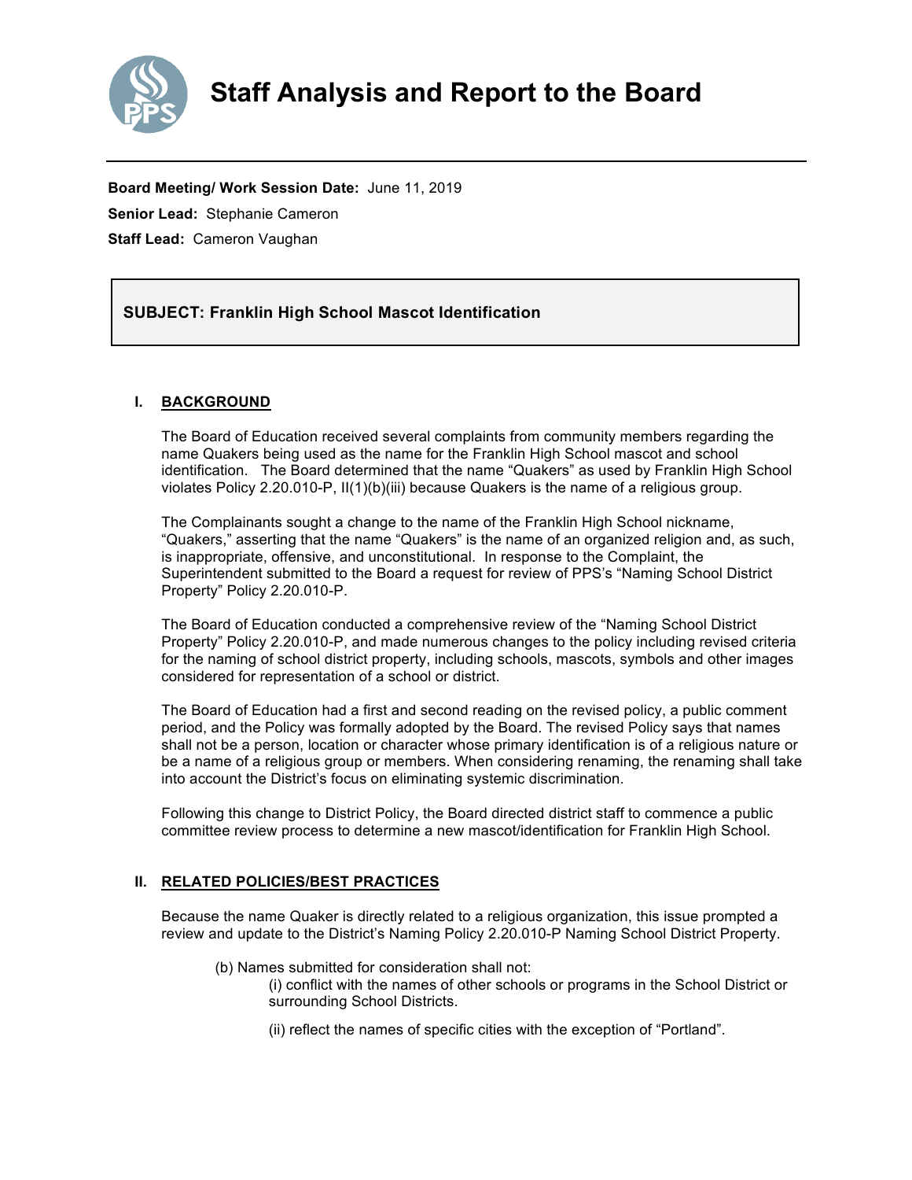# Staff Analysis and Report to the Board

**Board Meeting/ Work Session Date:** June 11, 2019

**Senior Lead:** Stephanie Cameron

**Staff Lead:** Cameron Vaughan

**SUBJECT: Franklin High School Mascot Identification**

## I. BACKGROUND

The Board of Education received several complaints from community members regarding the name Quakers being used as the name for the Franklin High School mascot and school identification. The Board determined that the name "Quakers" as used by Franklin High School violates Policy 2.20.010-P, II(1)(b)(iii) because Quakers is the name of a religious group.

The Complainants sought a change to the name of the Franklin High School nickname, "Quakers," asserting that the name "Quakers" is the name of an organized religion and, as such, is inappropriate, offensive, and unconstitutional. In response to the Complaint, the Superintendent submitted to the Board a request for review of PPS's "Naming School District Property" Policy 2.20.010-P.

The Board of Education conducted a comprehensive review of the "Naming School District Property" Policy 2.20.010-P, and made numerous changes to the policy including revised criteria for the naming of school district property, including schools, mascots, symbols and other images considered for representation of a school or district.

The Board of Education had a first and second reading on the revised policy, a public comment period, and the Policy was formally adopted by the Board. The revised Policy says that names shall not be a person, location or character whose primary identification is of a religious nature or be a name of a religious group or members. When considering renaming, the renaming shall take into account the District's focus on eliminating systemic discrimination.

Following this change to District Policy, the Board directed district staff to commence a public committee review process to determine a new mascot/identification for Franklin High School.

## II. RELATED POLICIES/BEST PRACTICES

Because the name Quaker is directly related to a religious organization, this issue prompted a review and update to the District's Naming Policy 2.20.010-P Naming School District Property.

(b) Names submitted for consideration shall not:

(i) conflict with the names of other schools or programs in the School District or surrounding School Districts.

(ii) reflect the names of specific cities with the exception of "Portland".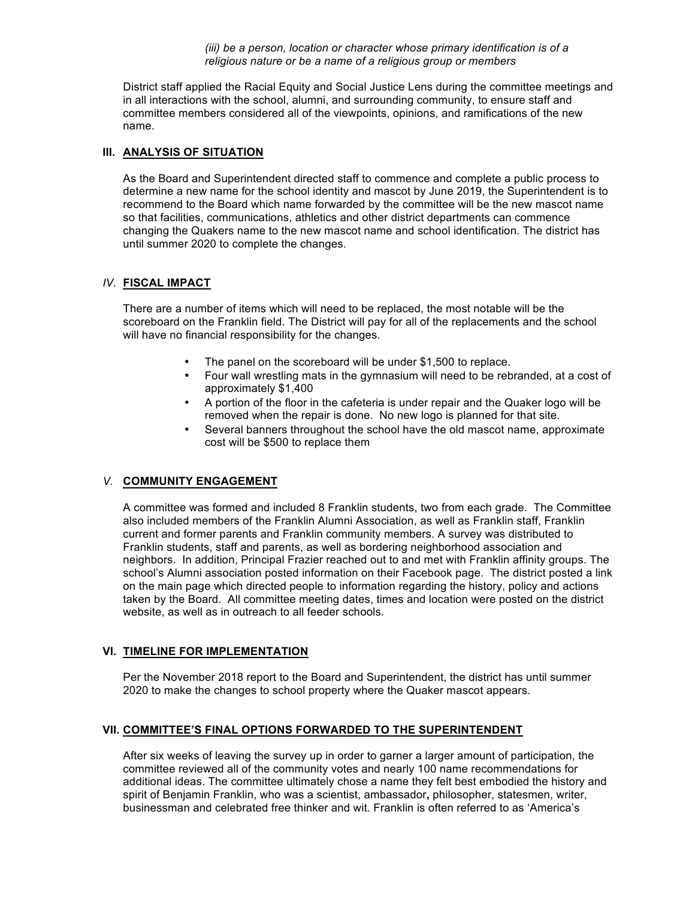*(iii) be a person, location or character whose primary identification is of a religious nature or be a name of a religious group or members*

District staff applied the Racial Equity and Social Justice Lens during the committee meetings and in all interactions with the school, alumni, and surrounding community, to ensure staff and committee members considered all of the viewpoints, opinions, and ramifications of the new name.

## III. ANALYSIS OF SITUATION

As the Board and Superintendent directed staff to commence and complete a public process to determine a new name for the school identity and mascot by June 2019, the Superintendent is to recommend to the Board which name forwarded by the committee will be the new mascot name so that facilities, communications, athletics and other district departments can commence changing the Quakers name to the new mascot name and school identification. The district has until summer 2020 to complete the changes.

## *IV.* FISCAL IMPACT

There are a number of items which will need to be replaced, the most notable will be the scoreboard on the Franklin field. The District will pay for all of the replacements and the school will have no financial responsibility for the changes.

- The panel on the scoreboard will be under $1,500 to replace.
- Four wall wrestling mats in the gymnasium will need to be rebranded, at a cost of approximately $1,400
- A portion of the floor in the cafeteria is under repair and the Quaker logo will be removed when the repair is done. No new logo is planned for that site.
- Several banners throughout the school have the old mascot name, approximate cost will be $500 to replace them

## *V.* COMMUNITY ENGAGEMENT

A committee was formed and included 8 Franklin students, two from each grade. The Committee also included members of the Franklin Alumni Association, as well as Franklin staff, Franklin current and former parents and Franklin community members. A survey was distributed to Franklin students, staff and parents, as well as bordering neighborhood association and neighbors. In addition, Principal Frazier reached out to and met with Franklin affinity groups. The school's Alumni association posted information on their Facebook page. The district posted a link on the main page which directed people to information regarding the history, policy and actions taken by the Board. All committee meeting dates, times and location were posted on the district website, as well as in outreach to all feeder schools.

## VI. TIMELINE FOR IMPLEMENTATION

Per the November 2018 report to the Board and Superintendent, the district has until summer 2020 to make the changes to school property where the Quaker mascot appears.

## VII. COMMITTEE'S FINAL OPTIONS FORWARDED TO THE SUPERINTENDENT

After six weeks of leaving the survey up in order to garner a larger amount of participation, the committee reviewed all of the community votes and nearly 100 name recommendations for additional ideas. The committee ultimately chose a name they felt best embodied the history and spirit of Benjamin Franklin, who was a scientist, ambassador**,** philosopher, statesmen, writer, businessman and celebrated free thinker and wit. Franklin is often referred to as 'America's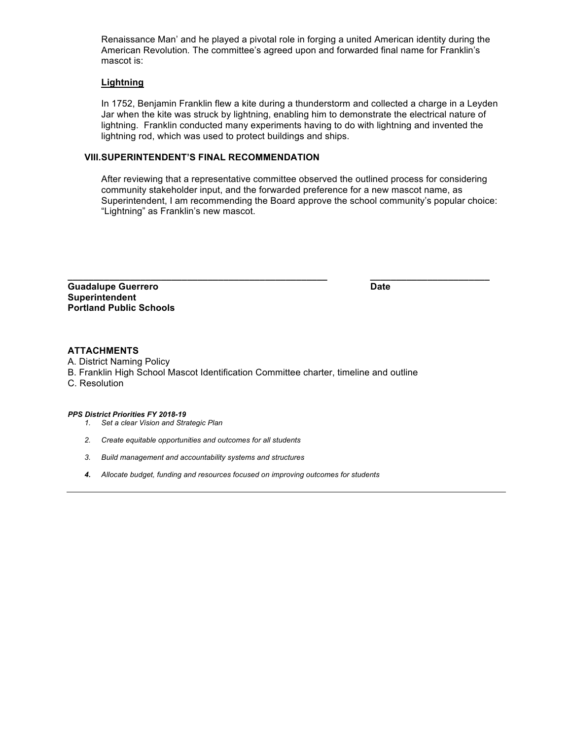Renaissance Man' and he played a pivotal role in forging a united American identity during the American Revolution. The committee's agreed upon and forwarded final name for Franklin's mascot is:

**Lightning**

In 1752, Benjamin Franklin flew a kite during a thunderstorm and collected a charge in a Leyden Jar when the kite was struck by lightning, enabling him to demonstrate the electrical nature of lightning. Franklin conducted many experiments having to do with lightning and invented the lightning rod, which was used to protect buildings and ships.

## VIII. SUPERINTENDENT'S FINAL RECOMMENDATION

After reviewing that a representative committee observed the outlined process for considering community stakeholder input, and the forwarded preference for a new mascot name, as Superintendent, I am recommending the Board approve the school community's popular choice: "Lightning" as Franklin's new mascot.

_______________________________________________ ______________________

**Guadalupe Guerrero** **Date**
**Superintendent**
**Portland Public Schools**

**ATTACHMENTS**

A. District Naming Policy
B. Franklin High School Mascot Identification Committee charter, timeline and outline
C. Resolution

***PPS District Priorities FY 2018-19***

1. *Set a clear Vision and Strategic Plan*
2. *Create equitable opportunities and outcomes for all students*
3. *Build management and accountability systems and structures*
4. *Allocate budget, funding and resources focused on improving outcomes for students*